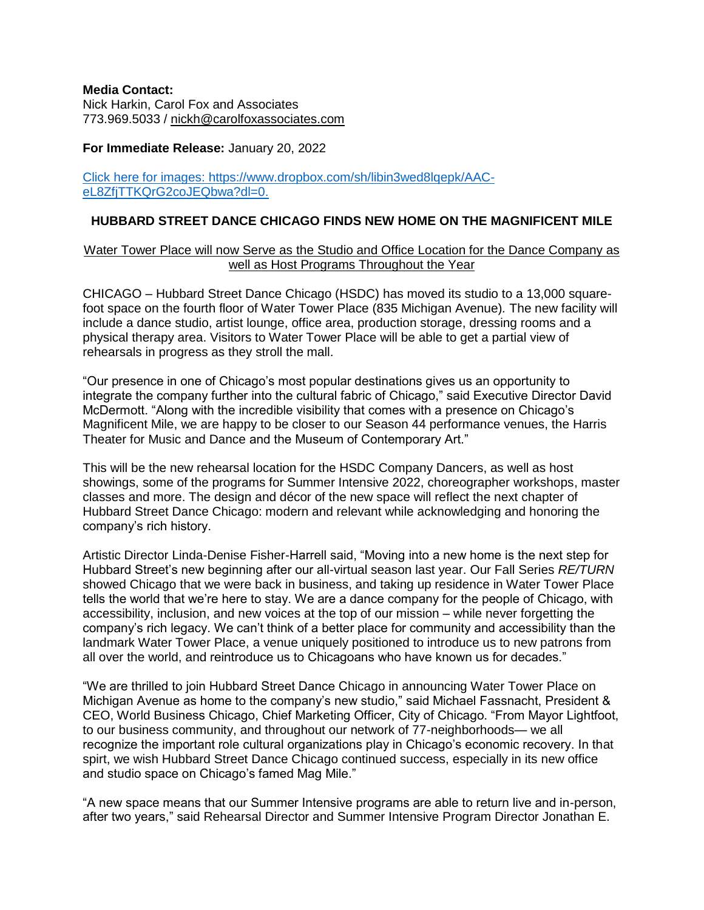**Media Contact:**
Nick Harkin, Carol Fox and Associates
773.969.5033 / nickh@carolfoxassociates.com

**For Immediate Release:** January 20, 2022

[Click here for images: https://www.dropbox.com/sh/libin3wed8lqepk/AAC-eL8ZfjTTKQrG2coJEQbwa?dl=0.](https://www.dropbox.com/sh/libin3wed8lqepk/AAC-eL8ZfjTTKQrG2coJEQbwa?dl=0)

## HUBBARD STREET DANCE CHICAGO FINDS NEW HOME ON THE MAGNIFICENT MILE

Water Tower Place will now Serve as the Studio and Office Location for the Dance Company as well as Host Programs Throughout the Year

CHICAGO – Hubbard Street Dance Chicago (HSDC) has moved its studio to a 13,000 square-foot space on the fourth floor of Water Tower Place (835 Michigan Avenue). The new facility will include a dance studio, artist lounge, office area, production storage, dressing rooms and a physical therapy area. Visitors to Water Tower Place will be able to get a partial view of rehearsals in progress as they stroll the mall.

"Our presence in one of Chicago's most popular destinations gives us an opportunity to integrate the company further into the cultural fabric of Chicago," said Executive Director David McDermott. "Along with the incredible visibility that comes with a presence on Chicago's Magnificent Mile, we are happy to be closer to our Season 44 performance venues, the Harris Theater for Music and Dance and the Museum of Contemporary Art."

This will be the new rehearsal location for the HSDC Company Dancers, as well as host showings, some of the programs for Summer Intensive 2022, choreographer workshops, master classes and more. The design and décor of the new space will reflect the next chapter of Hubbard Street Dance Chicago: modern and relevant while acknowledging and honoring the company's rich history.

Artistic Director Linda-Denise Fisher-Harrell said, "Moving into a new home is the next step for Hubbard Street's new beginning after our all-virtual season last year. Our Fall Series *RE/TURN* showed Chicago that we were back in business, and taking up residence in Water Tower Place tells the world that we're here to stay. We are a dance company for the people of Chicago, with accessibility, inclusion, and new voices at the top of our mission – while never forgetting the company's rich legacy. We can't think of a better place for community and accessibility than the landmark Water Tower Place, a venue uniquely positioned to introduce us to new patrons from all over the world, and reintroduce us to Chicagoans who have known us for decades."

"We are thrilled to join Hubbard Street Dance Chicago in announcing Water Tower Place on Michigan Avenue as home to the company's new studio," said Michael Fassnacht, President & CEO, World Business Chicago, Chief Marketing Officer, City of Chicago. "From Mayor Lightfoot, to our business community, and throughout our network of 77-neighborhoods— we all recognize the important role cultural organizations play in Chicago's economic recovery. In that spirt, we wish Hubbard Street Dance Chicago continued success, especially in its new office and studio space on Chicago's famed Mag Mile."

"A new space means that our Summer Intensive programs are able to return live and in-person, after two years," said Rehearsal Director and Summer Intensive Program Director Jonathan E.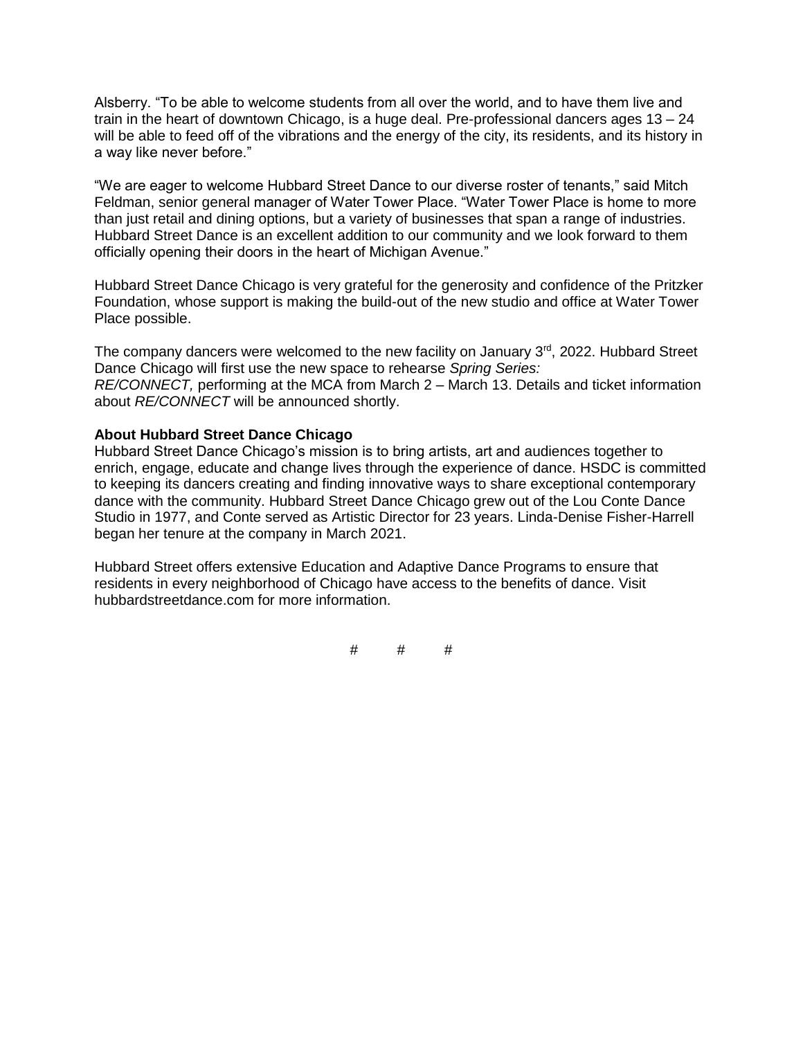Alsberry. “To be able to welcome students from all over the world, and to have them live and train in the heart of downtown Chicago, is a huge deal. Pre-professional dancers ages 13 – 24 will be able to feed off of the vibrations and the energy of the city, its residents, and its history in a way like never before.”

“We are eager to welcome Hubbard Street Dance to our diverse roster of tenants,” said Mitch Feldman, senior general manager of Water Tower Place. “Water Tower Place is home to more than just retail and dining options, but a variety of businesses that span a range of industries. Hubbard Street Dance is an excellent addition to our community and we look forward to them officially opening their doors in the heart of Michigan Avenue.”

Hubbard Street Dance Chicago is very grateful for the generosity and confidence of the Pritzker Foundation, whose support is making the build-out of the new studio and office at Water Tower Place possible.

The company dancers were welcomed to the new facility on January 3rd, 2022. Hubbard Street Dance Chicago will first use the new space to rehearse *Spring Series: RE/CONNECT,* performing at the MCA from March 2 – March 13. Details and ticket information about *RE/CONNECT* will be announced shortly.

**About Hubbard Street Dance Chicago**

Hubbard Street Dance Chicago’s mission is to bring artists, art and audiences together to enrich, engage, educate and change lives through the experience of dance. HSDC is committed to keeping its dancers creating and finding innovative ways to share exceptional contemporary dance with the community. Hubbard Street Dance Chicago grew out of the Lou Conte Dance Studio in 1977, and Conte served as Artistic Director for 23 years. Linda-Denise Fisher-Harrell began her tenure at the company in March 2021.

Hubbard Street offers extensive Education and Adaptive Dance Programs to ensure that residents in every neighborhood of Chicago have access to the benefits of dance. Visit hubbardstreetdance.com for more information.

# # #